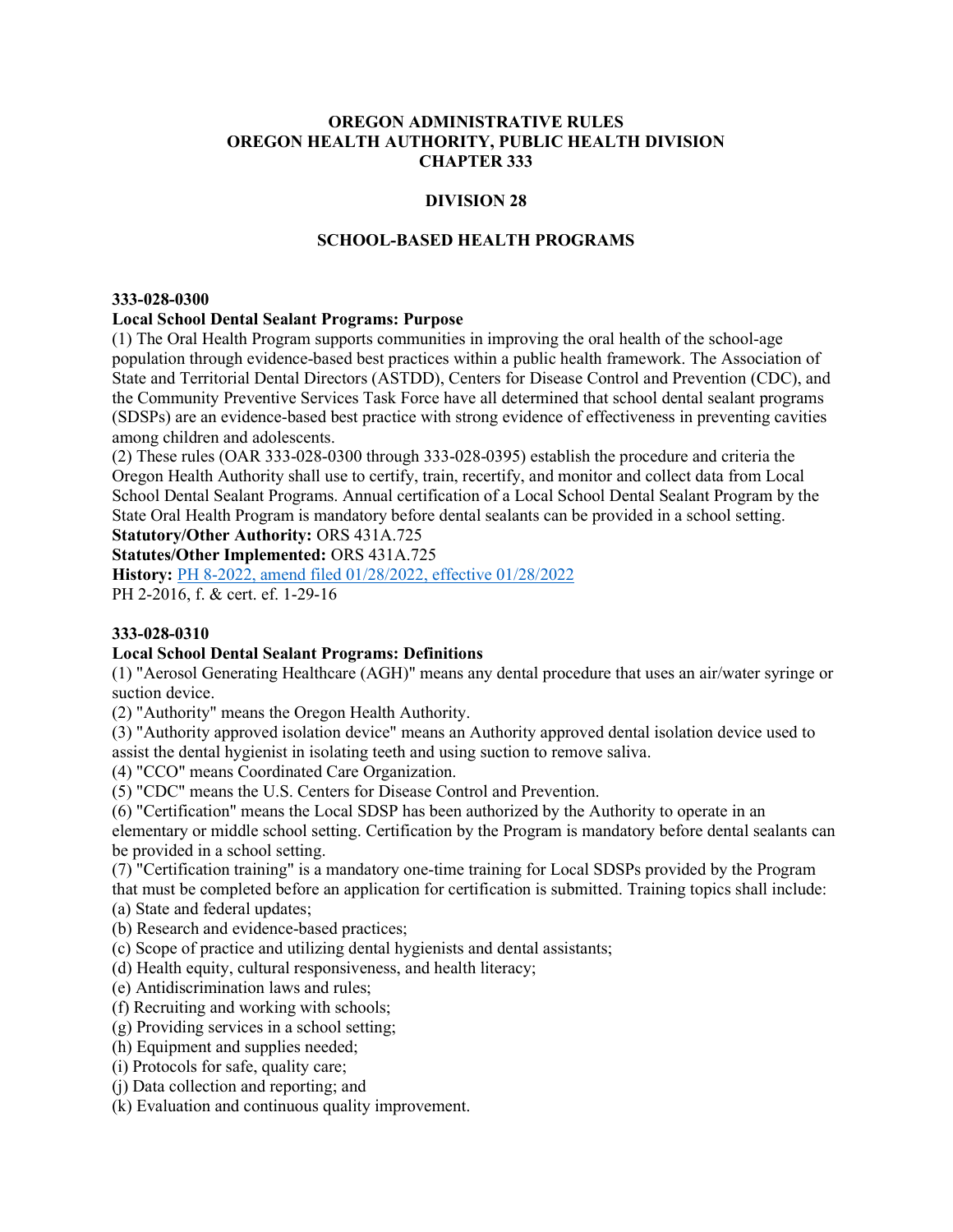# OREGON ADMINISTRATIVE RULES
# OREGON HEALTH AUTHORITY, PUBLIC HEALTH DIVISION
# CHAPTER 333

## DIVISION 28

## SCHOOL-BASED HEALTH PROGRAMS

### 333-028-0300

**Local School Dental Sealant Programs: Purpose**

(1) The Oral Health Program supports communities in improving the oral health of the school-age population through evidence-based best practices within a public health framework. The Association of State and Territorial Dental Directors (ASTDD), Centers for Disease Control and Prevention (CDC), and the Community Preventive Services Task Force have all determined that school dental sealant programs (SDSPs) are an evidence-based best practice with strong evidence of effectiveness in preventing cavities among children and adolescents.

(2) These rules (OAR 333-028-0300 through 333-028-0395) establish the procedure and criteria the Oregon Health Authority shall use to certify, train, recertify, and monitor and collect data from Local School Dental Sealant Programs. Annual certification of a Local School Dental Sealant Program by the State Oral Health Program is mandatory before dental sealants can be provided in a school setting.

**Statutory/Other Authority:** ORS 431A.725

**Statutes/Other Implemented:** ORS 431A.725

**History:** PH 8-2022, amend filed 01/28/2022, effective 01/28/2022

PH 2-2016, f. & cert. ef. 1-29-16

### 333-028-0310

**Local School Dental Sealant Programs: Definitions**

(1) "Aerosol Generating Healthcare (AGH)" means any dental procedure that uses an air/water syringe or suction device.

(2) "Authority" means the Oregon Health Authority.

(3) "Authority approved isolation device" means an Authority approved dental isolation device used to assist the dental hygienist in isolating teeth and using suction to remove saliva.

(4) "CCO" means Coordinated Care Organization.

(5) "CDC" means the U.S. Centers for Disease Control and Prevention.

(6) "Certification" means the Local SDSP has been authorized by the Authority to operate in an elementary or middle school setting. Certification by the Program is mandatory before dental sealants can be provided in a school setting.

(7) "Certification training" is a mandatory one-time training for Local SDSPs provided by the Program that must be completed before an application for certification is submitted. Training topics shall include:

(a) State and federal updates;

(b) Research and evidence-based practices;

(c) Scope of practice and utilizing dental hygienists and dental assistants;

(d) Health equity, cultural responsiveness, and health literacy;

(e) Antidiscrimination laws and rules;

(f) Recruiting and working with schools;

(g) Providing services in a school setting;

(h) Equipment and supplies needed;

(i) Protocols for safe, quality care;

(j) Data collection and reporting; and

(k) Evaluation and continuous quality improvement.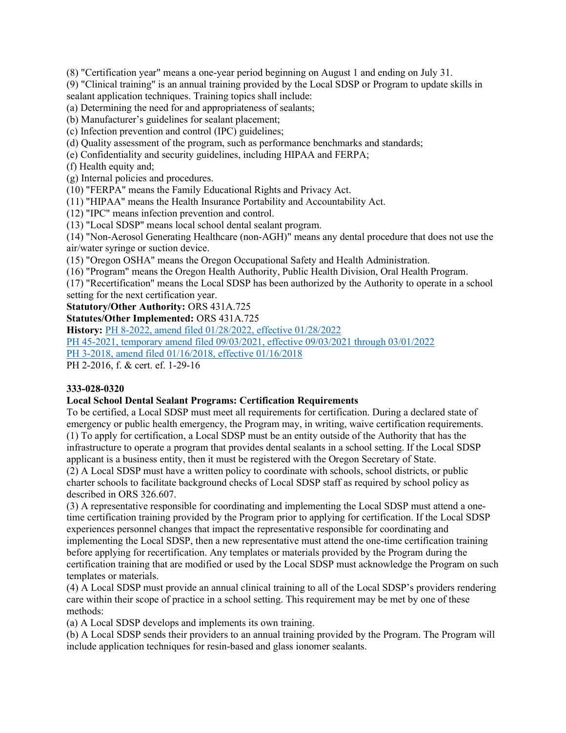(8) "Certification year" means a one-year period beginning on August 1 and ending on July 31.
(9) "Clinical training" is an annual training provided by the Local SDSP or Program to update skills in sealant application techniques. Training topics shall include:
(a) Determining the need for and appropriateness of sealants;
(b) Manufacturer's guidelines for sealant placement;
(c) Infection prevention and control (IPC) guidelines;
(d) Quality assessment of the program, such as performance benchmarks and standards;
(e) Confidentiality and security guidelines, including HIPAA and FERPA;
(f) Health equity and;
(g) Internal policies and procedures.
(10) "FERPA" means the Family Educational Rights and Privacy Act.
(11) "HIPAA" means the Health Insurance Portability and Accountability Act.
(12) "IPC" means infection prevention and control.
(13) "Local SDSP" means local school dental sealant program.
(14) "Non-Aerosol Generating Healthcare (non-AGH)" means any dental procedure that does not use the air/water syringe or suction device.
(15) "Oregon OSHA" means the Oregon Occupational Safety and Health Administration.
(16) "Program" means the Oregon Health Authority, Public Health Division, Oral Health Program.
(17) "Recertification" means the Local SDSP has been authorized by the Authority to operate in a school setting for the next certification year.

**Statutory/Other Authority:** ORS 431A.725
**Statutes/Other Implemented:** ORS 431A.725
**History:** PH 8-2022, amend filed 01/28/2022, effective 01/28/2022
PH 45-2021, temporary amend filed 09/03/2021, effective 09/03/2021 through 03/01/2022
PH 3-2018, amend filed 01/16/2018, effective 01/16/2018
PH 2-2016, f. & cert. ef. 1-29-16

**333-028-0320**

**Local School Dental Sealant Programs: Certification Requirements**

To be certified, a Local SDSP must meet all requirements for certification. During a declared state of emergency or public health emergency, the Program may, in writing, waive certification requirements.
(1) To apply for certification, a Local SDSP must be an entity outside of the Authority that has the infrastructure to operate a program that provides dental sealants in a school setting. If the Local SDSP applicant is a business entity, then it must be registered with the Oregon Secretary of State.
(2) A Local SDSP must have a written policy to coordinate with schools, school districts, or public charter schools to facilitate background checks of Local SDSP staff as required by school policy as described in ORS 326.607.
(3) A representative responsible for coordinating and implementing the Local SDSP must attend a one-time certification training provided by the Program prior to applying for certification. If the Local SDSP experiences personnel changes that impact the representative responsible for coordinating and implementing the Local SDSP, then a new representative must attend the one-time certification training before applying for recertification. Any templates or materials provided by the Program during the certification training that are modified or used by the Local SDSP must acknowledge the Program on such templates or materials.
(4) A Local SDSP must provide an annual clinical training to all of the Local SDSP's providers rendering care within their scope of practice in a school setting. This requirement may be met by one of these methods:
(a) A Local SDSP develops and implements its own training.
(b) A Local SDSP sends their providers to an annual training provided by the Program. The Program will include application techniques for resin-based and glass ionomer sealants.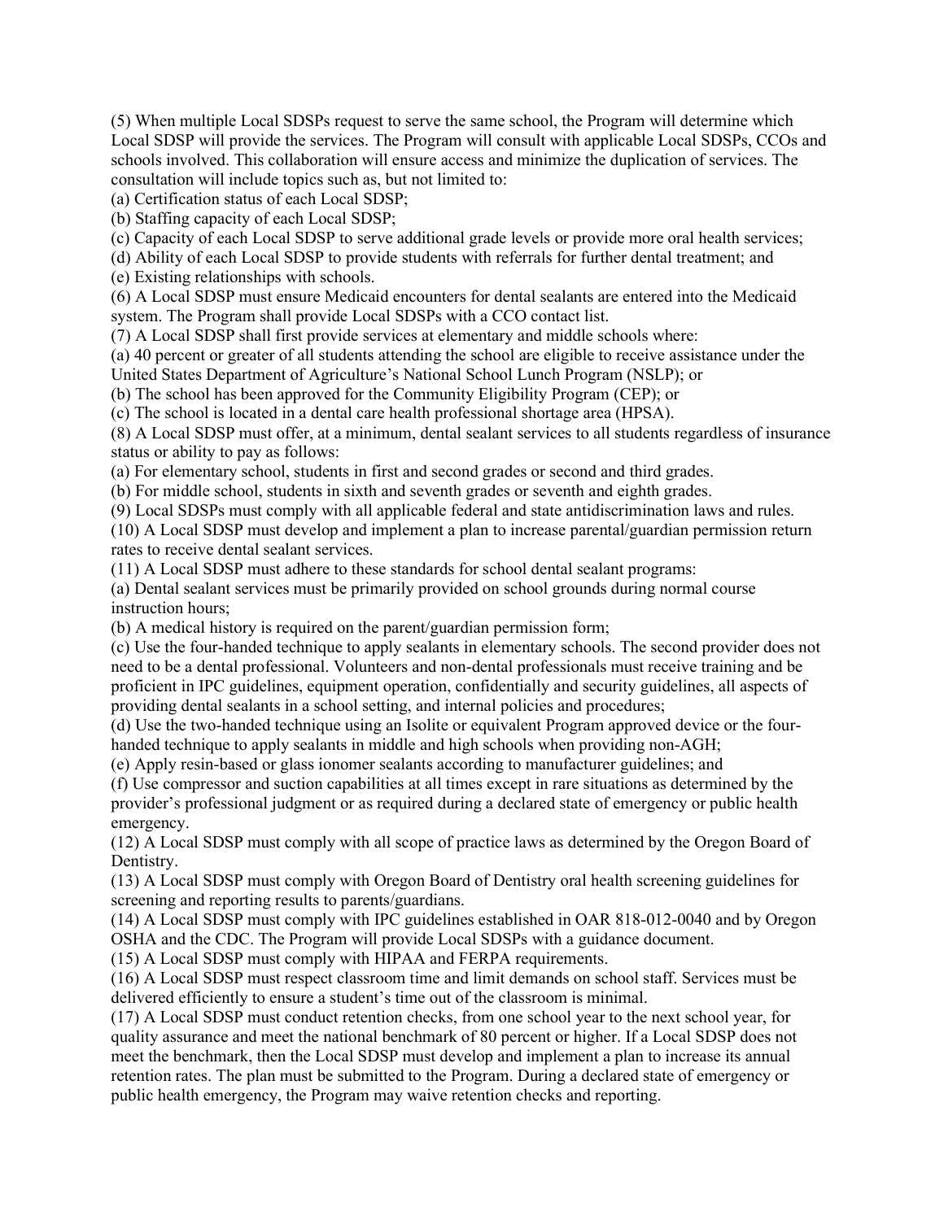(5) When multiple Local SDSPs request to serve the same school, the Program will determine which Local SDSP will provide the services. The Program will consult with applicable Local SDSPs, CCOs and schools involved. This collaboration will ensure access and minimize the duplication of services. The consultation will include topics such as, but not limited to:

(a) Certification status of each Local SDSP;

(b) Staffing capacity of each Local SDSP;

(c) Capacity of each Local SDSP to serve additional grade levels or provide more oral health services;

(d) Ability of each Local SDSP to provide students with referrals for further dental treatment; and

(e) Existing relationships with schools.

(6) A Local SDSP must ensure Medicaid encounters for dental sealants are entered into the Medicaid system. The Program shall provide Local SDSPs with a CCO contact list.

(7) A Local SDSP shall first provide services at elementary and middle schools where:

(a) 40 percent or greater of all students attending the school are eligible to receive assistance under the United States Department of Agriculture's National School Lunch Program (NSLP); or

(b) The school has been approved for the Community Eligibility Program (CEP); or

(c) The school is located in a dental care health professional shortage area (HPSA).

(8) A Local SDSP must offer, at a minimum, dental sealant services to all students regardless of insurance status or ability to pay as follows:

(a) For elementary school, students in first and second grades or second and third grades.

(b) For middle school, students in sixth and seventh grades or seventh and eighth grades.

(9) Local SDSPs must comply with all applicable federal and state antidiscrimination laws and rules.

(10) A Local SDSP must develop and implement a plan to increase parental/guardian permission return rates to receive dental sealant services.

(11) A Local SDSP must adhere to these standards for school dental sealant programs:

(a) Dental sealant services must be primarily provided on school grounds during normal course instruction hours;

(b) A medical history is required on the parent/guardian permission form;

(c) Use the four-handed technique to apply sealants in elementary schools. The second provider does not need to be a dental professional. Volunteers and non-dental professionals must receive training and be proficient in IPC guidelines, equipment operation, confidentially and security guidelines, all aspects of providing dental sealants in a school setting, and internal policies and procedures;

(d) Use the two-handed technique using an Isolite or equivalent Program approved device or the four-handed technique to apply sealants in middle and high schools when providing non-AGH;

(e) Apply resin-based or glass ionomer sealants according to manufacturer guidelines; and

(f) Use compressor and suction capabilities at all times except in rare situations as determined by the provider's professional judgment or as required during a declared state of emergency or public health emergency.

(12) A Local SDSP must comply with all scope of practice laws as determined by the Oregon Board of Dentistry.

(13) A Local SDSP must comply with Oregon Board of Dentistry oral health screening guidelines for screening and reporting results to parents/guardians.

(14) A Local SDSP must comply with IPC guidelines established in OAR 818-012-0040 and by Oregon OSHA and the CDC. The Program will provide Local SDSPs with a guidance document.

(15) A Local SDSP must comply with HIPAA and FERPA requirements.

(16) A Local SDSP must respect classroom time and limit demands on school staff. Services must be delivered efficiently to ensure a student's time out of the classroom is minimal.

(17) A Local SDSP must conduct retention checks, from one school year to the next school year, for quality assurance and meet the national benchmark of 80 percent or higher. If a Local SDSP does not meet the benchmark, then the Local SDSP must develop and implement a plan to increase its annual retention rates. The plan must be submitted to the Program. During a declared state of emergency or public health emergency, the Program may waive retention checks and reporting.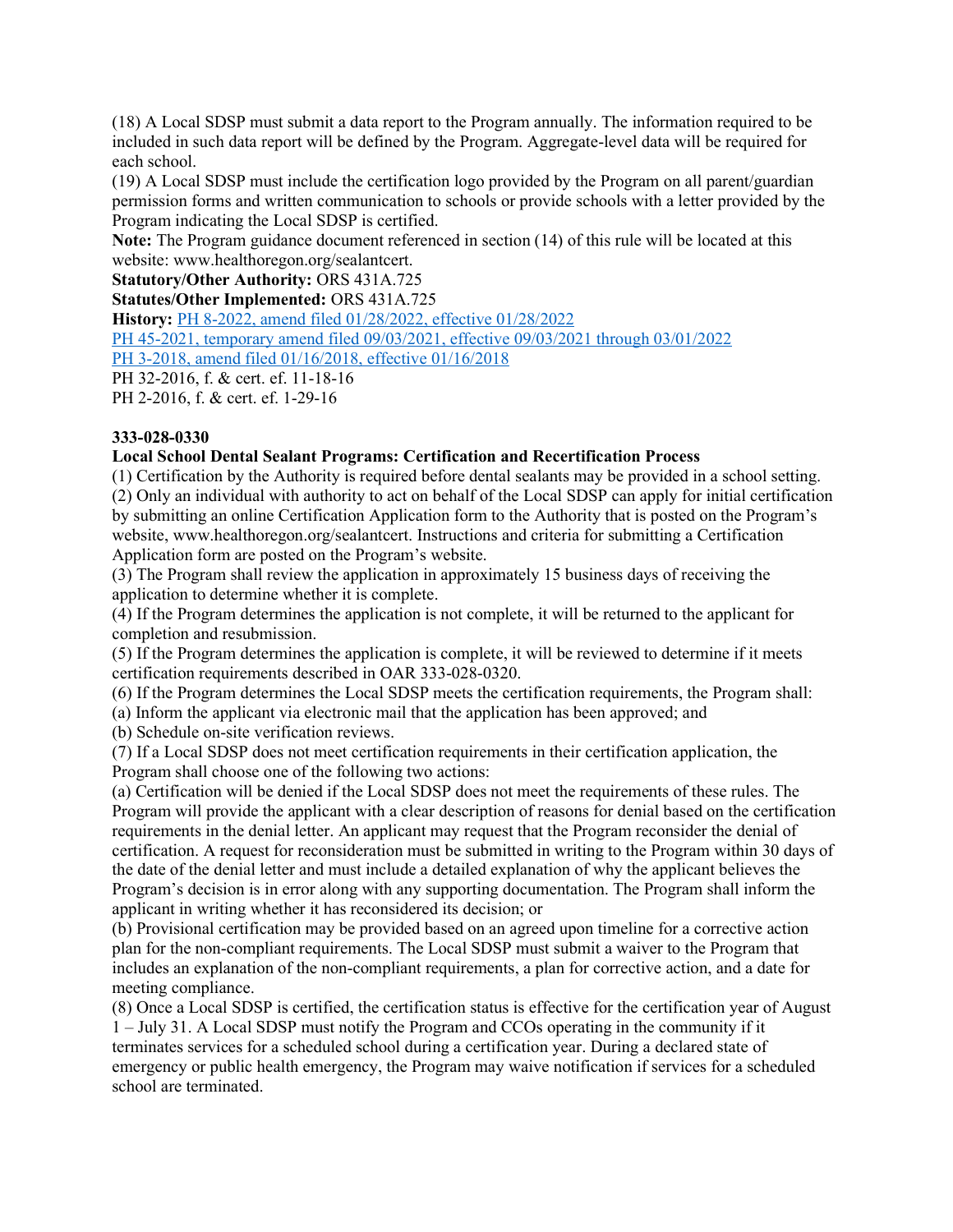(18) A Local SDSP must submit a data report to the Program annually. The information required to be included in such data report will be defined by the Program. Aggregate-level data will be required for each school.

(19) A Local SDSP must include the certification logo provided by the Program on all parent/guardian permission forms and written communication to schools or provide schools with a letter provided by the Program indicating the Local SDSP is certified.

**Note:** The Program guidance document referenced in section (14) of this rule will be located at this website: www.healthoregon.org/sealantcert.

**Statutory/Other Authority:** ORS 431A.725

**Statutes/Other Implemented:** ORS 431A.725

**History:** PH 8-2022, amend filed 01/28/2022, effective 01/28/2022

PH 45-2021, temporary amend filed 09/03/2021, effective 09/03/2021 through 03/01/2022

PH 3-2018, amend filed 01/16/2018, effective 01/16/2018

PH 32-2016, f. & cert. ef. 11-18-16

PH 2-2016, f. & cert. ef. 1-29-16

**333-028-0330**

**Local School Dental Sealant Programs: Certification and Recertification Process**

(1) Certification by the Authority is required before dental sealants may be provided in a school setting.

(2) Only an individual with authority to act on behalf of the Local SDSP can apply for initial certification by submitting an online Certification Application form to the Authority that is posted on the Program's website, www.healthoregon.org/sealantcert. Instructions and criteria for submitting a Certification Application form are posted on the Program's website.

(3) The Program shall review the application in approximately 15 business days of receiving the application to determine whether it is complete.

(4) If the Program determines the application is not complete, it will be returned to the applicant for completion and resubmission.

(5) If the Program determines the application is complete, it will be reviewed to determine if it meets certification requirements described in OAR 333-028-0320.

(6) If the Program determines the Local SDSP meets the certification requirements, the Program shall:

(a) Inform the applicant via electronic mail that the application has been approved; and

(b) Schedule on-site verification reviews.

(7) If a Local SDSP does not meet certification requirements in their certification application, the Program shall choose one of the following two actions:

(a) Certification will be denied if the Local SDSP does not meet the requirements of these rules. The Program will provide the applicant with a clear description of reasons for denial based on the certification requirements in the denial letter. An applicant may request that the Program reconsider the denial of certification. A request for reconsideration must be submitted in writing to the Program within 30 days of the date of the denial letter and must include a detailed explanation of why the applicant believes the Program's decision is in error along with any supporting documentation. The Program shall inform the applicant in writing whether it has reconsidered its decision; or

(b) Provisional certification may be provided based on an agreed upon timeline for a corrective action plan for the non-compliant requirements. The Local SDSP must submit a waiver to the Program that includes an explanation of the non-compliant requirements, a plan for corrective action, and a date for meeting compliance.

(8) Once a Local SDSP is certified, the certification status is effective for the certification year of August 1 – July 31. A Local SDSP must notify the Program and CCOs operating in the community if it terminates services for a scheduled school during a certification year. During a declared state of emergency or public health emergency, the Program may waive notification if services for a scheduled school are terminated.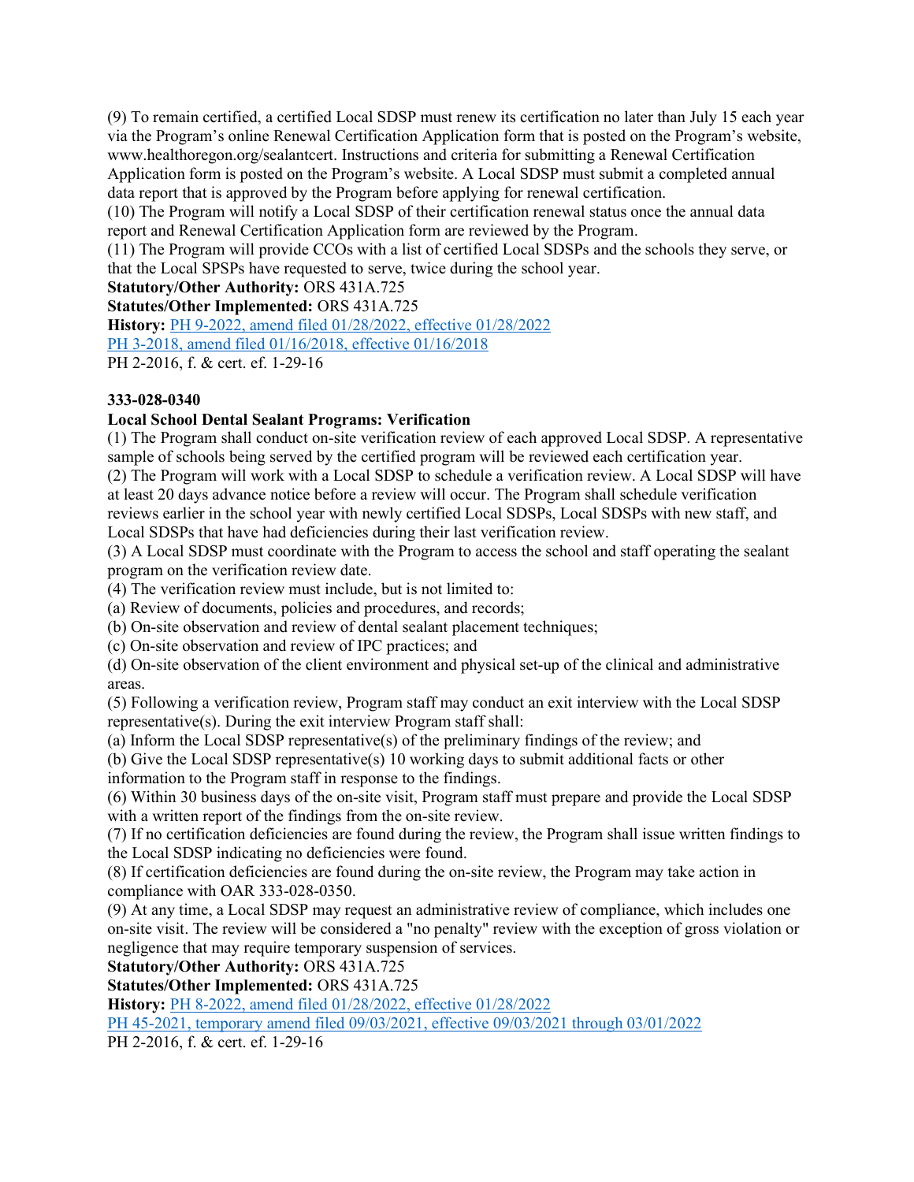(9) To remain certified, a certified Local SDSP must renew its certification no later than July 15 each year via the Program's online Renewal Certification Application form that is posted on the Program's website, www.healthoregon.org/sealantcert. Instructions and criteria for submitting a Renewal Certification Application form is posted on the Program's website. A Local SDSP must submit a completed annual data report that is approved by the Program before applying for renewal certification.

(10) The Program will notify a Local SDSP of their certification renewal status once the annual data report and Renewal Certification Application form are reviewed by the Program.

(11) The Program will provide CCOs with a list of certified Local SDSPs and the schools they serve, or that the Local SPSPs have requested to serve, twice during the school year.

**Statutory/Other Authority:** ORS 431A.725

**Statutes/Other Implemented:** ORS 431A.725

**History:** PH 9-2022, amend filed 01/28/2022, effective 01/28/2022

PH 3-2018, amend filed 01/16/2018, effective 01/16/2018

PH 2-2016, f. & cert. ef. 1-29-16

**333-028-0340**

**Local School Dental Sealant Programs: Verification**

(1) The Program shall conduct on-site verification review of each approved Local SDSP. A representative sample of schools being served by the certified program will be reviewed each certification year.

(2) The Program will work with a Local SDSP to schedule a verification review. A Local SDSP will have at least 20 days advance notice before a review will occur. The Program shall schedule verification reviews earlier in the school year with newly certified Local SDSPs, Local SDSPs with new staff, and Local SDSPs that have had deficiencies during their last verification review.

(3) A Local SDSP must coordinate with the Program to access the school and staff operating the sealant program on the verification review date.

(4) The verification review must include, but is not limited to:

(a) Review of documents, policies and procedures, and records;

(b) On-site observation and review of dental sealant placement techniques;

(c) On-site observation and review of IPC practices; and

(d) On-site observation of the client environment and physical set-up of the clinical and administrative areas.

(5) Following a verification review, Program staff may conduct an exit interview with the Local SDSP representative(s). During the exit interview Program staff shall:

(a) Inform the Local SDSP representative(s) of the preliminary findings of the review; and

(b) Give the Local SDSP representative(s) 10 working days to submit additional facts or other information to the Program staff in response to the findings.

(6) Within 30 business days of the on-site visit, Program staff must prepare and provide the Local SDSP with a written report of the findings from the on-site review.

(7) If no certification deficiencies are found during the review, the Program shall issue written findings to the Local SDSP indicating no deficiencies were found.

(8) If certification deficiencies are found during the on-site review, the Program may take action in compliance with OAR 333-028-0350.

(9) At any time, a Local SDSP may request an administrative review of compliance, which includes one on-site visit. The review will be considered a "no penalty" review with the exception of gross violation or negligence that may require temporary suspension of services.

**Statutory/Other Authority:** ORS 431A.725

**Statutes/Other Implemented:** ORS 431A.725

**History:** PH 8-2022, amend filed 01/28/2022, effective 01/28/2022

PH 45-2021, temporary amend filed 09/03/2021, effective 09/03/2021 through 03/01/2022

PH 2-2016, f. & cert. ef. 1-29-16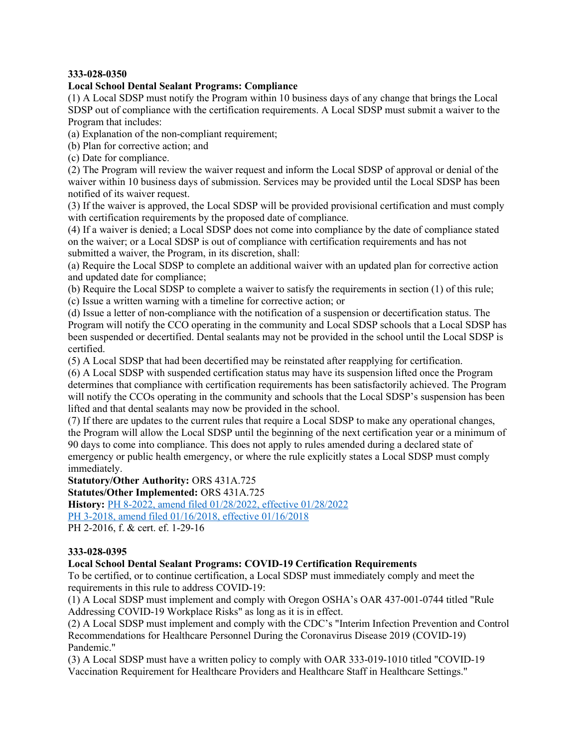**333-028-0350**

**Local School Dental Sealant Programs: Compliance**

(1) A Local SDSP must notify the Program within 10 business days of any change that brings the Local SDSP out of compliance with the certification requirements. A Local SDSP must submit a waiver to the Program that includes:

(a) Explanation of the non-compliant requirement;

(b) Plan for corrective action; and

(c) Date for compliance.

(2) The Program will review the waiver request and inform the Local SDSP of approval or denial of the waiver within 10 business days of submission. Services may be provided until the Local SDSP has been notified of its waiver request.

(3) If the waiver is approved, the Local SDSP will be provided provisional certification and must comply with certification requirements by the proposed date of compliance.

(4) If a waiver is denied; a Local SDSP does not come into compliance by the date of compliance stated on the waiver; or a Local SDSP is out of compliance with certification requirements and has not submitted a waiver, the Program, in its discretion, shall:

(a) Require the Local SDSP to complete an additional waiver with an updated plan for corrective action and updated date for compliance;

(b) Require the Local SDSP to complete a waiver to satisfy the requirements in section (1) of this rule;

(c) Issue a written warning with a timeline for corrective action; or

(d) Issue a letter of non-compliance with the notification of a suspension or decertification status. The Program will notify the CCO operating in the community and Local SDSP schools that a Local SDSP has been suspended or decertified. Dental sealants may not be provided in the school until the Local SDSP is certified.

(5) A Local SDSP that had been decertified may be reinstated after reapplying for certification.

(6) A Local SDSP with suspended certification status may have its suspension lifted once the Program determines that compliance with certification requirements has been satisfactorily achieved. The Program will notify the CCOs operating in the community and schools that the Local SDSP's suspension has been lifted and that dental sealants may now be provided in the school.

(7) If there are updates to the current rules that require a Local SDSP to make any operational changes, the Program will allow the Local SDSP until the beginning of the next certification year or a minimum of 90 days to come into compliance. This does not apply to rules amended during a declared state of emergency or public health emergency, or where the rule explicitly states a Local SDSP must comply immediately.

**Statutory/Other Authority:** ORS 431A.725

**Statutes/Other Implemented:** ORS 431A.725

**History:** PH 8-2022, amend filed 01/28/2022, effective 01/28/2022

PH 3-2018, amend filed 01/16/2018, effective 01/16/2018

PH 2-2016, f. & cert. ef. 1-29-16

**333-028-0395**

**Local School Dental Sealant Programs: COVID-19 Certification Requirements**

To be certified, or to continue certification, a Local SDSP must immediately comply and meet the requirements in this rule to address COVID-19:

(1) A Local SDSP must implement and comply with Oregon OSHA's OAR 437-001-0744 titled "Rule Addressing COVID-19 Workplace Risks" as long as it is in effect.

(2) A Local SDSP must implement and comply with the CDC's "Interim Infection Prevention and Control Recommendations for Healthcare Personnel During the Coronavirus Disease 2019 (COVID-19) Pandemic."

(3) A Local SDSP must have a written policy to comply with OAR 333-019-1010 titled "COVID-19 Vaccination Requirement for Healthcare Providers and Healthcare Staff in Healthcare Settings."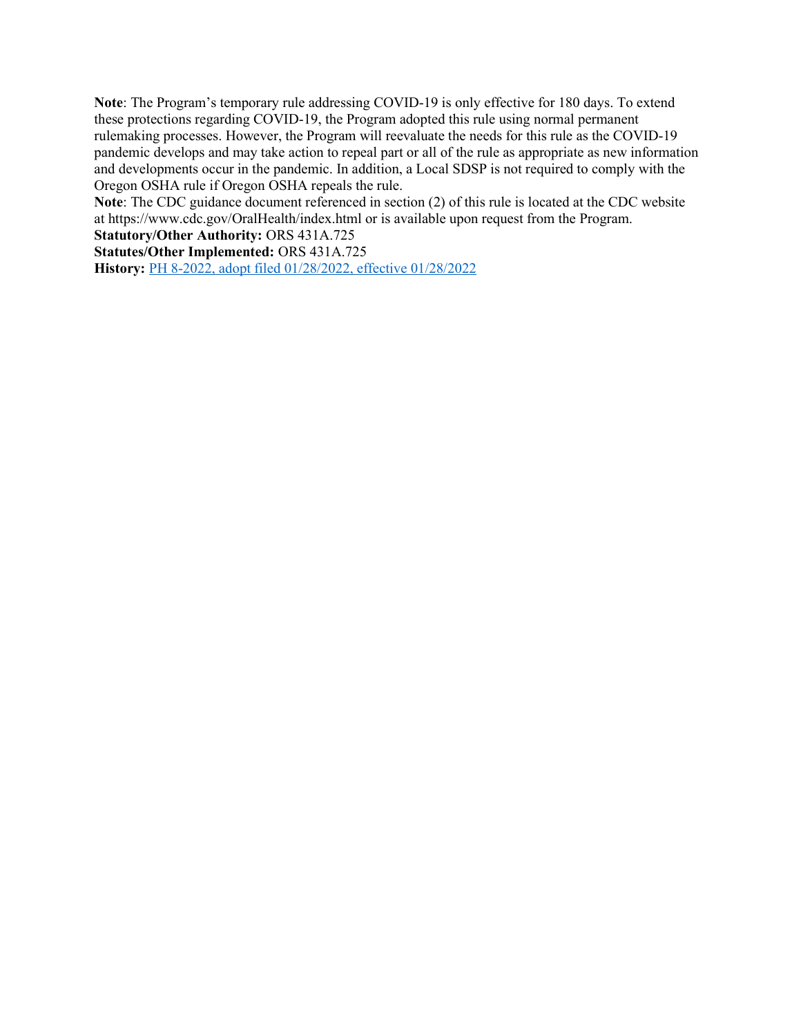**Note**: The Program's temporary rule addressing COVID-19 is only effective for 180 days. To extend these protections regarding COVID-19, the Program adopted this rule using normal permanent rulemaking processes. However, the Program will reevaluate the needs for this rule as the COVID-19 pandemic develops and may take action to repeal part or all of the rule as appropriate as new information and developments occur in the pandemic. In addition, a Local SDSP is not required to comply with the Oregon OSHA rule if Oregon OSHA repeals the rule.

**Note**: The CDC guidance document referenced in section (2) of this rule is located at the CDC website at https://www.cdc.gov/OralHealth/index.html or is available upon request from the Program.

**Statutory/Other Authority:** ORS 431A.725

**Statutes/Other Implemented:** ORS 431A.725

**History:** PH 8-2022, adopt filed 01/28/2022, effective 01/28/2022